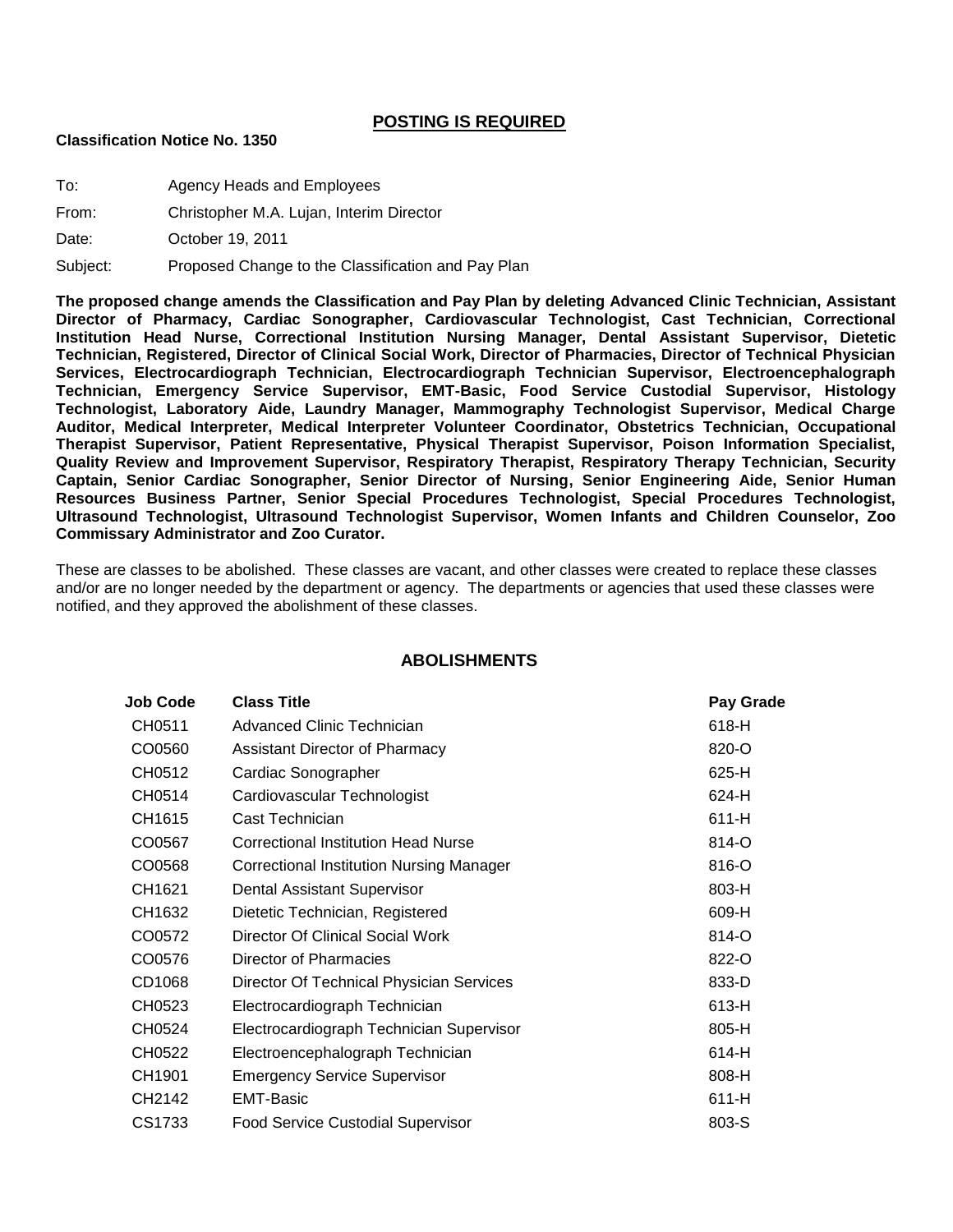**POSTING IS REQUIRED**

**Classification Notice No. 1350**

To: Agency Heads and Employees

From: Christopher M.A. Lujan, Interim Director

Date: October 19, 2011

Subject: Proposed Change to the Classification and Pay Plan

**The proposed change amends the Classification and Pay Plan by deleting Advanced Clinic Technician, Assistant Director of Pharmacy, Cardiac Sonographer, Cardiovascular Technologist, Cast Technician, Correctional Institution Head Nurse, Correctional Institution Nursing Manager, Dental Assistant Supervisor, Dietetic Technician, Registered, Director of Clinical Social Work, Director of Pharmacies, Director of Technical Physician Services, Electrocardiograph Technician, Electrocardiograph Technician Supervisor, Electroencephalograph Technician, Emergency Service Supervisor, EMT-Basic, Food Service Custodial Supervisor, Histology Technologist, Laboratory Aide, Laundry Manager, Mammography Technologist Supervisor, Medical Charge Auditor, Medical Interpreter, Medical Interpreter Volunteer Coordinator, Obstetrics Technician, Occupational Therapist Supervisor, Patient Representative, Physical Therapist Supervisor, Poison Information Specialist, Quality Review and Improvement Supervisor, Respiratory Therapist, Respiratory Therapy Technician, Security Captain, Senior Cardiac Sonographer, Senior Director of Nursing, Senior Engineering Aide, Senior Human Resources Business Partner, Senior Special Procedures Technologist, Special Procedures Technologist, Ultrasound Technologist, Ultrasound Technologist Supervisor, Women Infants and Children Counselor, Zoo Commissary Administrator and Zoo Curator.**

These are classes to be abolished. These classes are vacant, and other classes were created to replace these classes and/or are no longer needed by the department or agency. The departments or agencies that used these classes were notified, and they approved the abolishment of these classes.

## ABOLISHMENTS

| Job Code | Class Title | Pay Grade |
|---|---|---|
| CH0511 | Advanced Clinic Technician | 618-H |
| CO0560 | Assistant Director of Pharmacy | 820-O |
| CH0512 | Cardiac Sonographer | 625-H |
| CH0514 | Cardiovascular Technologist | 624-H |
| CH1615 | Cast Technician | 611-H |
| CO0567 | Correctional Institution Head Nurse | 814-O |
| CO0568 | Correctional Institution Nursing Manager | 816-O |
| CH1621 | Dental Assistant Supervisor | 803-H |
| CH1632 | Dietetic Technician, Registered | 609-H |
| CO0572 | Director Of Clinical Social Work | 814-O |
| CO0576 | Director of Pharmacies | 822-O |
| CD1068 | Director Of Technical Physician Services | 833-D |
| CH0523 | Electrocardiograph Technician | 613-H |
| CH0524 | Electrocardiograph Technician Supervisor | 805-H |
| CH0522 | Electroencephalograph Technician | 614-H |
| CH1901 | Emergency Service Supervisor | 808-H |
| CH2142 | EMT-Basic | 611-H |
| CS1733 | Food Service Custodial Supervisor | 803-S |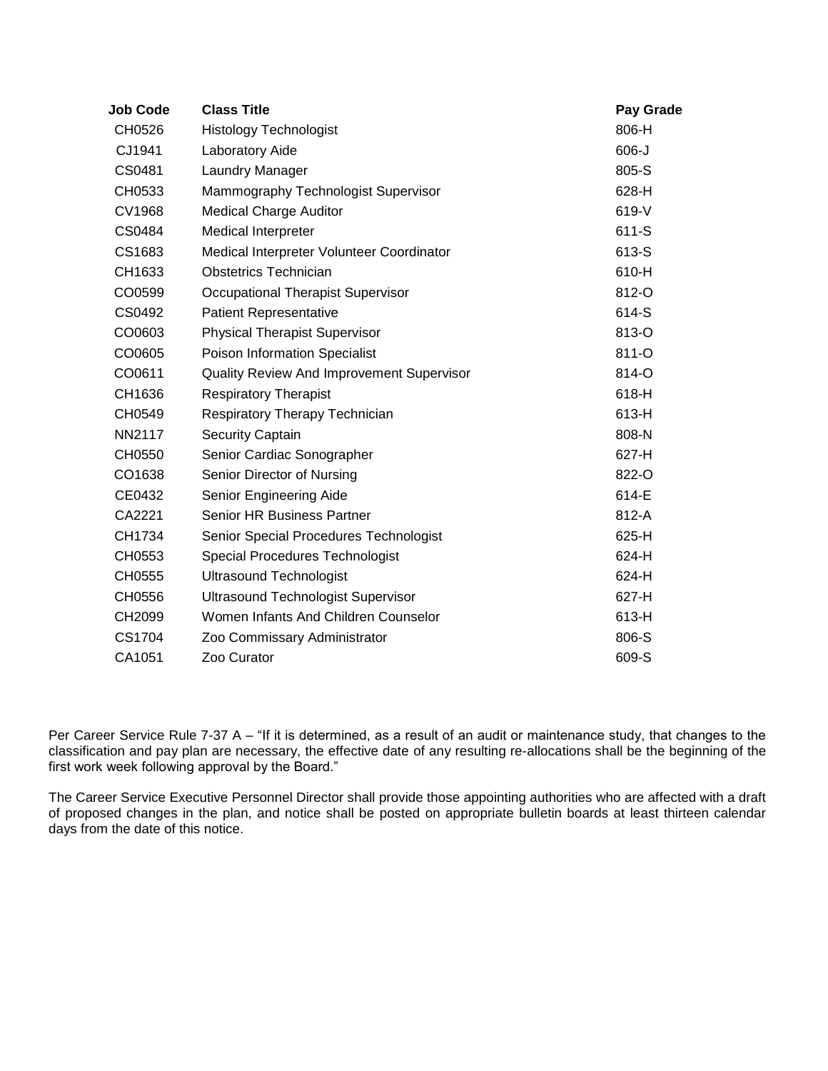| Job Code | Class Title | Pay Grade |
| --- | --- | --- |
| CH0526 | Histology Technologist | 806-H |
| CJ1941 | Laboratory Aide | 606-J |
| CS0481 | Laundry Manager | 805-S |
| CH0533 | Mammography Technologist Supervisor | 628-H |
| CV1968 | Medical Charge Auditor | 619-V |
| CS0484 | Medical Interpreter | 611-S |
| CS1683 | Medical Interpreter Volunteer Coordinator | 613-S |
| CH1633 | Obstetrics Technician | 610-H |
| CO0599 | Occupational Therapist Supervisor | 812-O |
| CS0492 | Patient Representative | 614-S |
| CO0603 | Physical Therapist Supervisor | 813-O |
| CO0605 | Poison Information Specialist | 811-O |
| CO0611 | Quality Review And Improvement Supervisor | 814-O |
| CH1636 | Respiratory Therapist | 618-H |
| CH0549 | Respiratory Therapy Technician | 613-H |
| NN2117 | Security Captain | 808-N |
| CH0550 | Senior Cardiac Sonographer | 627-H |
| CO1638 | Senior Director of Nursing | 822-O |
| CE0432 | Senior Engineering Aide | 614-E |
| CA2221 | Senior HR Business Partner | 812-A |
| CH1734 | Senior Special Procedures Technologist | 625-H |
| CH0553 | Special Procedures Technologist | 624-H |
| CH0555 | Ultrasound Technologist | 624-H |
| CH0556 | Ultrasound Technologist Supervisor | 627-H |
| CH2099 | Women Infants And Children Counselor | 613-H |
| CS1704 | Zoo Commissary Administrator | 806-S |
| CA1051 | Zoo Curator | 609-S |

Per Career Service Rule 7-37 A – "If it is determined, as a result of an audit or maintenance study, that changes to the classification and pay plan are necessary, the effective date of any resulting re-allocations shall be the beginning of the first work week following approval by the Board."

The Career Service Executive Personnel Director shall provide those appointing authorities who are affected with a draft of proposed changes in the plan, and notice shall be posted on appropriate bulletin boards at least thirteen calendar days from the date of this notice.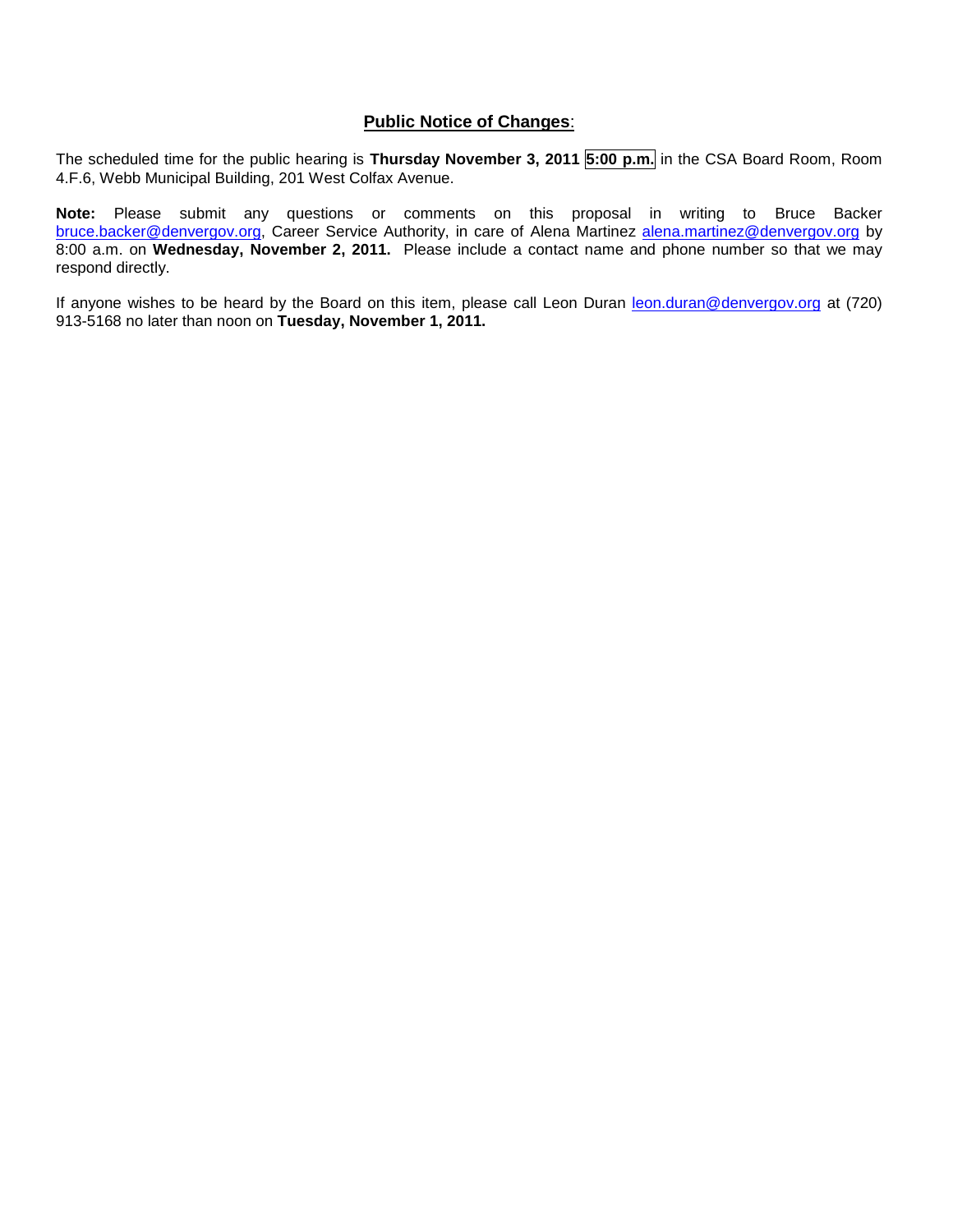## **Public Notice of Changes**:

The scheduled time for the public hearing is **Thursday November 3, 2011 5:00 p.m.** in the CSA Board Room, Room 4.F.6, Webb Municipal Building, 201 West Colfax Avenue.

**Note:** Please submit any questions or comments on this proposal in writing to Bruce Backer bruce.backer@denvergov.org, Career Service Authority, in care of Alena Martinez alena.martinez@denvergov.org by 8:00 a.m. on **Wednesday, November 2, 2011.** Please include a contact name and phone number so that we may respond directly.

If anyone wishes to be heard by the Board on this item, please call Leon Duran leon.duran@denvergov.org at (720) 913-5168 no later than noon on **Tuesday, November 1, 2011.**